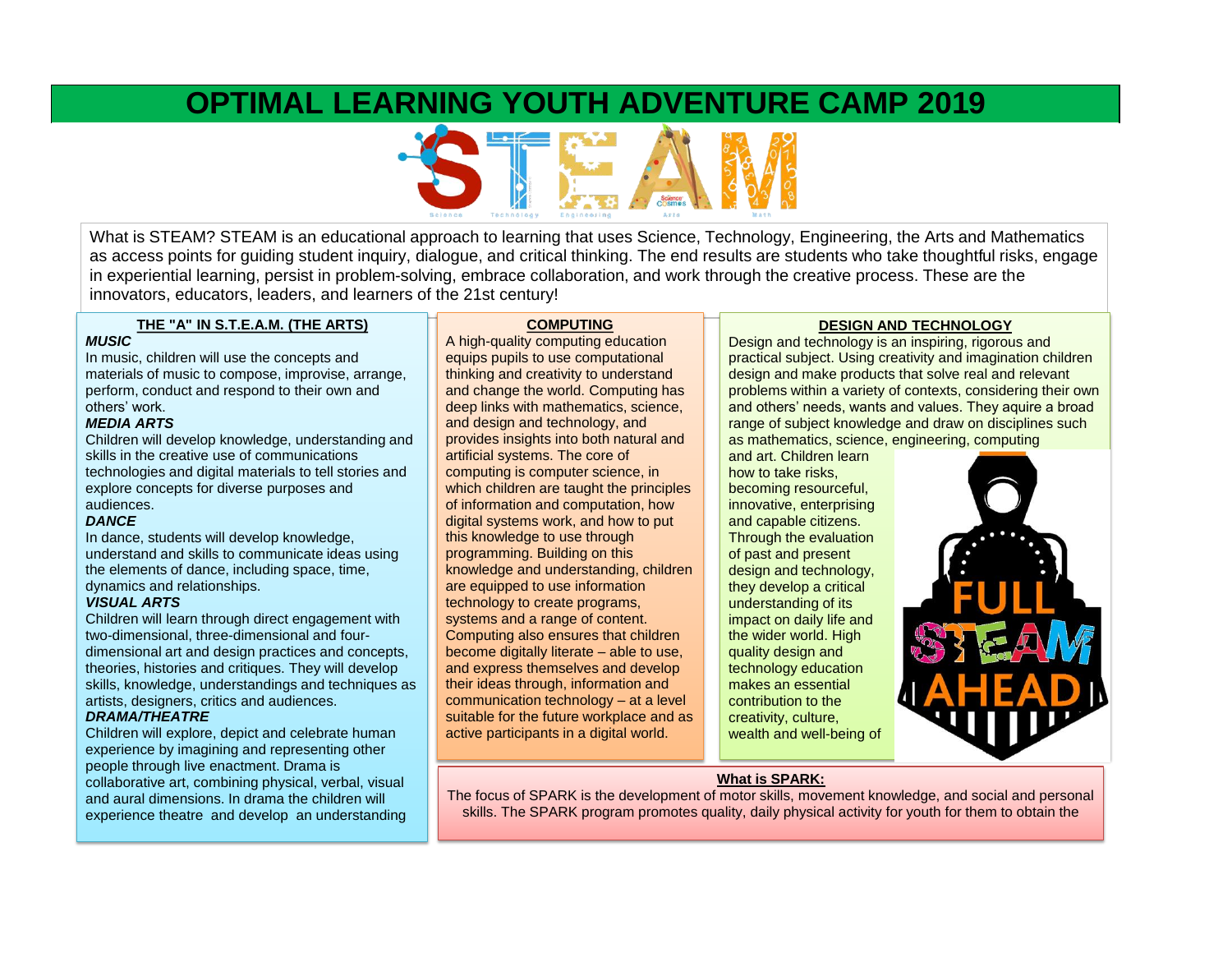# OPTIMAL LEARNING YOUTH ADVENTURE CAMP 2019

What is STEAM? STEAM is an educational approach to learning that uses Science, Technology, Engineering, the Arts and Mathematics as access points for guiding student inquiry, dialogue, and critical thinking. The end results are students who take thoughtful risks, engage in experiential learning, persist in problem-solving, embrace collaboration, and work through the creative process. These are the innovators, educators, leaders, and learners of the 21st century!

## THE "A" IN S.T.E.A.M. (THE ARTS)

***MUSIC***

In music, children will use the concepts and materials of music to compose, improvise, arrange, perform, conduct and respond to their own and others' work.

***MEDIA ARTS***

Children will develop knowledge, understanding and skills in the creative use of communications technologies and digital materials to tell stories and explore concepts for diverse purposes and audiences.

***DANCE***

In dance, students will develop knowledge, understand and skills to communicate ideas using the elements of dance, including space, time, dynamics and relationships.

***VISUAL ARTS***

Children will learn through direct engagement with two-dimensional, three-dimensional and four-dimensional art and design practices and concepts, theories, histories and critiques. They will develop skills, knowledge, understandings and techniques as artists, designers, critics and audiences.

***DRAMA/THEATRE***

Children will explore, depict and celebrate human experience by imagining and representing other people through live enactment. Drama is collaborative art, combining physical, verbal, visual and aural dimensions. In drama the children will experience theatre and develop an understanding

## COMPUTING

A high-quality computing education equips pupils to use computational thinking and creativity to understand and change the world. Computing has deep links with mathematics, science, and design and technology, and provides insights into both natural and artificial systems. The core of computing is computer science, in which children are taught the principles of information and computation, how digital systems work, and how to put this knowledge to use through programming. Building on this knowledge and understanding, children are equipped to use information technology to create programs, systems and a range of content. Computing also ensures that children become digitally literate – able to use, and express themselves and develop their ideas through, information and communication technology – at a level suitable for the future workplace and as active participants in a digital world.

## DESIGN AND TECHNOLOGY

Design and technology is an inspiring, rigorous and practical subject. Using creativity and imagination children design and make products that solve real and relevant problems within a variety of contexts, considering their own and others' needs, wants and values. They aquire a broad range of subject knowledge and draw on disciplines such as mathematics, science, engineering, computing and art. Children learn how to take risks, becoming resourceful, innovative, enterprising and capable citizens. Through the evaluation of past and present design and technology, they develop a critical understanding of its impact on daily life and the wider world. High quality design and technology education makes an essential contribution to the creativity, culture, wealth and well-being of

## What is SPARK:

The focus of SPARK is the development of motor skills, movement knowledge, and social and personal skills. The SPARK program promotes quality, daily physical activity for youth for them to obtain the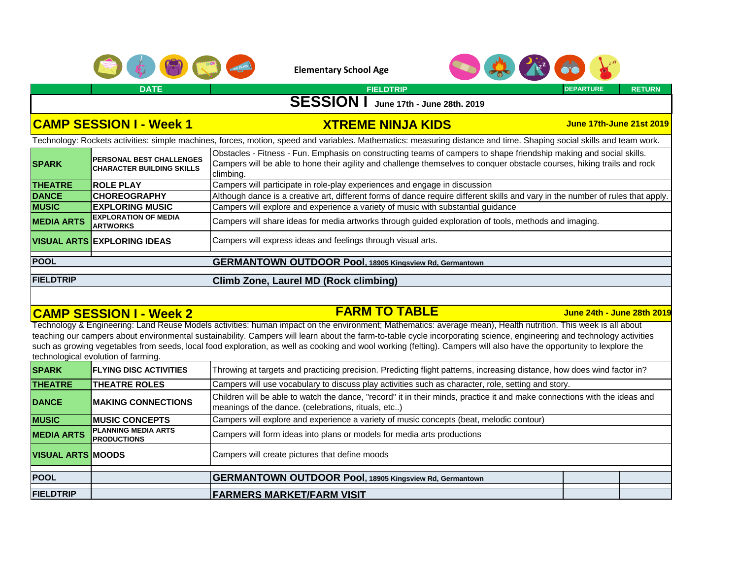Elementary School Age

| | DATE | FIELDTRIP | DEPARTURE | RETURN |
|---|---|---|---|---|

## SESSION I June 17th - June 28th. 2019

## CAMP SESSION I - Week 1 — XTREME NINJA KIDS — June 17th-June 21st 2019

Technology: Rockets activities: simple machines, forces, motion, speed and variables. Mathematics: measuring distance and time. Shaping social skills and team work.

| | | |
|---|---|---|
| **SPARK** | **PERSONAL BEST CHALLENGES CHARACTER BUILDING SKILLS** | Obstacles - Fitness - Fun. Emphasis on constructing teams of campers to shape friendship making and social skills. Campers will be able to hone their agility and challenge themselves to conquer obstacle courses, hiking trails and rock climbing. |
| **THEATRE** | **ROLE PLAY** | Campers will participate in role-play experiences and engage in discussion |
| **DANCE** | **CHOREOGRAPHY** | Although dance is a creative art, different forms of dance require different skills and vary in the number of rules that apply. |
| **MUSIC** | **EXPLORING MUSIC** | Campers will explore and experience a variety of music with substantial guidance |
| **MEDIA ARTS** | **EXPLORATION OF MEDIA ARTWORKS** | Campers will share ideas for media artworks through guided exploration of tools, methods and imaging. |
| **VISUAL ARTS** | **EXPLORING IDEAS** | Campers will express ideas and feelings through visual arts. |
| **POOL** | | **GERMANTOWN OUTDOOR Pool**, 18905 Kingsview Rd, Germantown |
| **FIELDTRIP** | | **Climb Zone, Laurel MD (Rock climbing)** |

## CAMP SESSION I - Week 2 — FARM TO TABLE — June 24th - June 28th 2019

Technology & Engineering: Land Reuse Models activities: human impact on the environment; Mathematics: average mean), Health nutrition. This week is all about teaching our campers about environmental sustainability. Campers will learn about the farm-to-table cycle incorporating science, engineering and technology activities such as growing vegetables from seeds, local food exploration, as well as cooking and wool working (felting). Campers will also have the opportunity to lexplore the technological evolution of farming.

| | | | | |
|---|---|---|---|---|
| **SPARK** | **FLYING DISC ACTIVITIES** | Throwing at targets and practicing precision. Predicting flight patterns, increasing distance, how does wind factor in? | | |
| **THEATRE** | **THEATRE ROLES** | Campers will use vocabulary to discuss play activities such as character, role, setting and story. | | |
| **DANCE** | **MAKING CONNECTIONS** | Children will be able to watch the dance, "record" it in their minds, practice it and make connections with the ideas and meanings of the dance. (celebrations, rituals, etc..) | | |
| **MUSIC** | **MUSIC CONCEPTS** | Campers will explore and experience a variety of music concepts (beat, melodic contour) | | |
| **MEDIA ARTS** | **PLANNING MEDIA ARTS PRODUCTIONS** | Campers will form ideas into plans or models for media arts productions | | |
| **VISUAL ARTS** | **MOODS** | Campers will create pictures that define moods | | |
| **POOL** | | **GERMANTOWN OUTDOOR Pool**, 18905 Kingsview Rd, Germantown | | |
| **FIELDTRIP** | | **FARMERS MARKET/FARM VISIT** | | |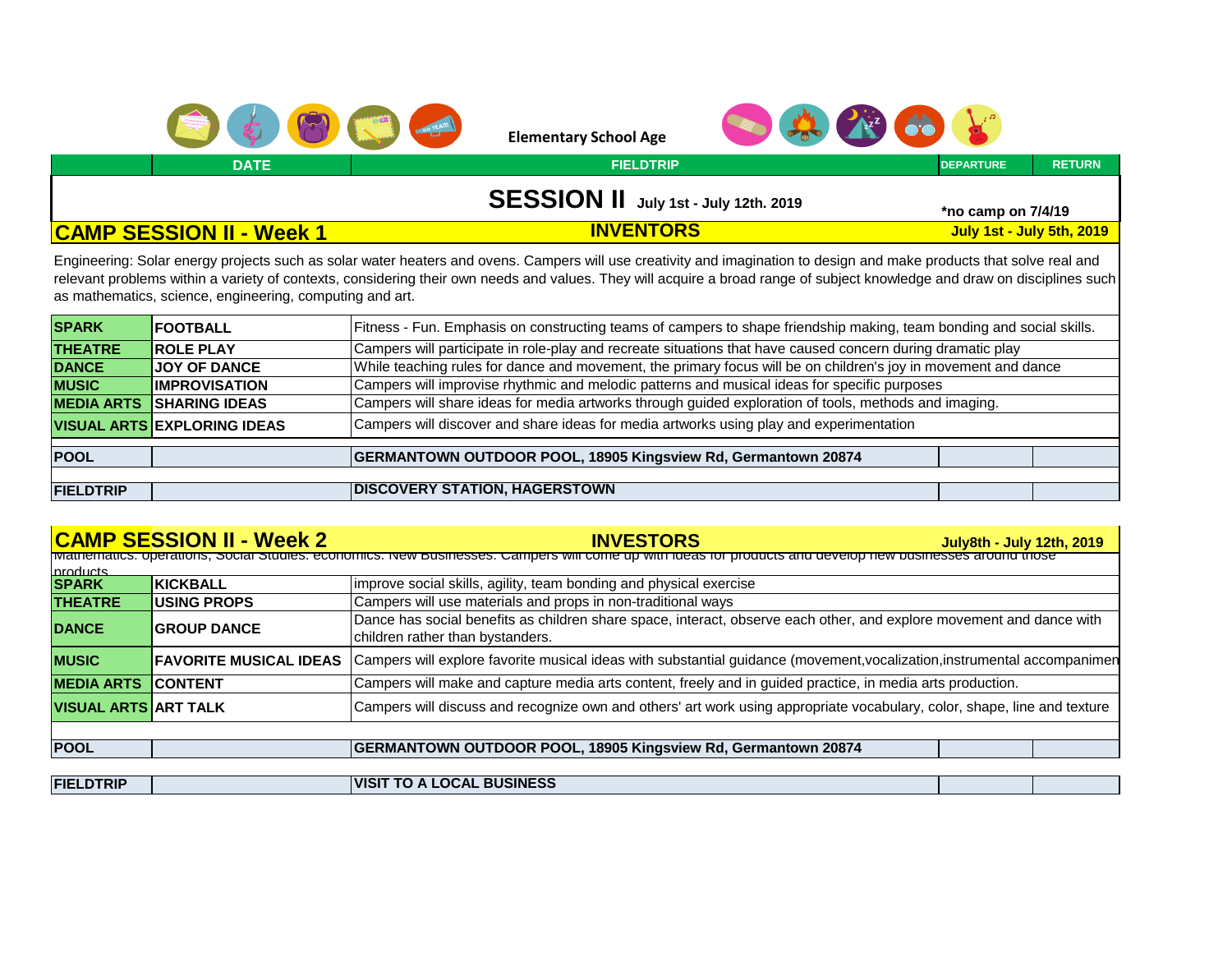**Elementary School Age**

| | DATE | FIELDTRIP | DEPARTURE | RETURN |
|---|---|---|---|---|

## SESSION II July 1st - July 12th. 2019

*no camp on 7/4/19

### CAMP SESSION II - Week 1 — INVENTORS — July 1st - July 5th, 2019

Engineering: Solar energy projects such as solar water heaters and ovens. Campers will use creativity and imagination to design and make products that solve real and relevant problems within a variety of contexts, considering their own needs and values. They will acquire a broad range of subject knowledge and draw on disciplines such as mathematics, science, engineering, computing and art.

| | | | | |
|---|---|---|---|---|
| SPARK | FOOTBALL | Fitness - Fun. Emphasis on constructing teams of campers to shape friendship making, team bonding and social skills. | | |
| THEATRE | ROLE PLAY | Campers will participate in role-play and recreate situations that have caused concern during dramatic play | | |
| DANCE | JOY OF DANCE | While teaching rules for dance and movement, the primary focus will be on children's joy in movement and dance | | |
| MUSIC | IMPROVISATION | Campers will improvise rhythmic and melodic patterns and musical ideas for specific purposes | | |
| MEDIA ARTS | SHARING IDEAS | Campers will share ideas for media artworks through guided exploration of tools, methods and imaging. | | |
| VISUAL ARTS | EXPLORING IDEAS | Campers will discover and share ideas for media artworks using play and experimentation | | |
| POOL | | GERMANTOWN OUTDOOR POOL, 18905 Kingsview Rd, Germantown 20874 | | |
| FIELDTRIP | | DISCOVERY STATION, HAGERSTOWN | | |

### CAMP SESSION II - Week 2 — INVESTORS — July8th - July 12th, 2019

Mathematics: operations, Social Studies: economics: New Businesses: Campers will come up with ideas for products and develop new businesses around those products

| | | | | |
|---|---|---|---|---|
| SPARK | KICKBALL | improve social skills, agility, team bonding and physical exercise | | |
| THEATRE | USING PROPS | Campers will use materials and props in non-traditional ways | | |
| DANCE | GROUP DANCE | Dance has social benefits as children share space, interact, observe each other, and explore movement and dance with children rather than bystanders. | | |
| MUSIC | FAVORITE MUSICAL IDEAS | Campers will explore favorite musical ideas with substantial guidance (movement,vocalization,instrumental accompanimen | | |
| MEDIA ARTS | CONTENT | Campers will make and capture media arts content, freely and in guided practice, in media arts production. | | |
| VISUAL ARTS | ART TALK | Campers will discuss and recognize own and others' art work using appropriate vocabulary, color, shape, line and texture | | |
| POOL | | GERMANTOWN OUTDOOR POOL, 18905 Kingsview Rd, Germantown 20874 | | |
| FIELDTRIP | | VISIT TO A LOCAL BUSINESS | | |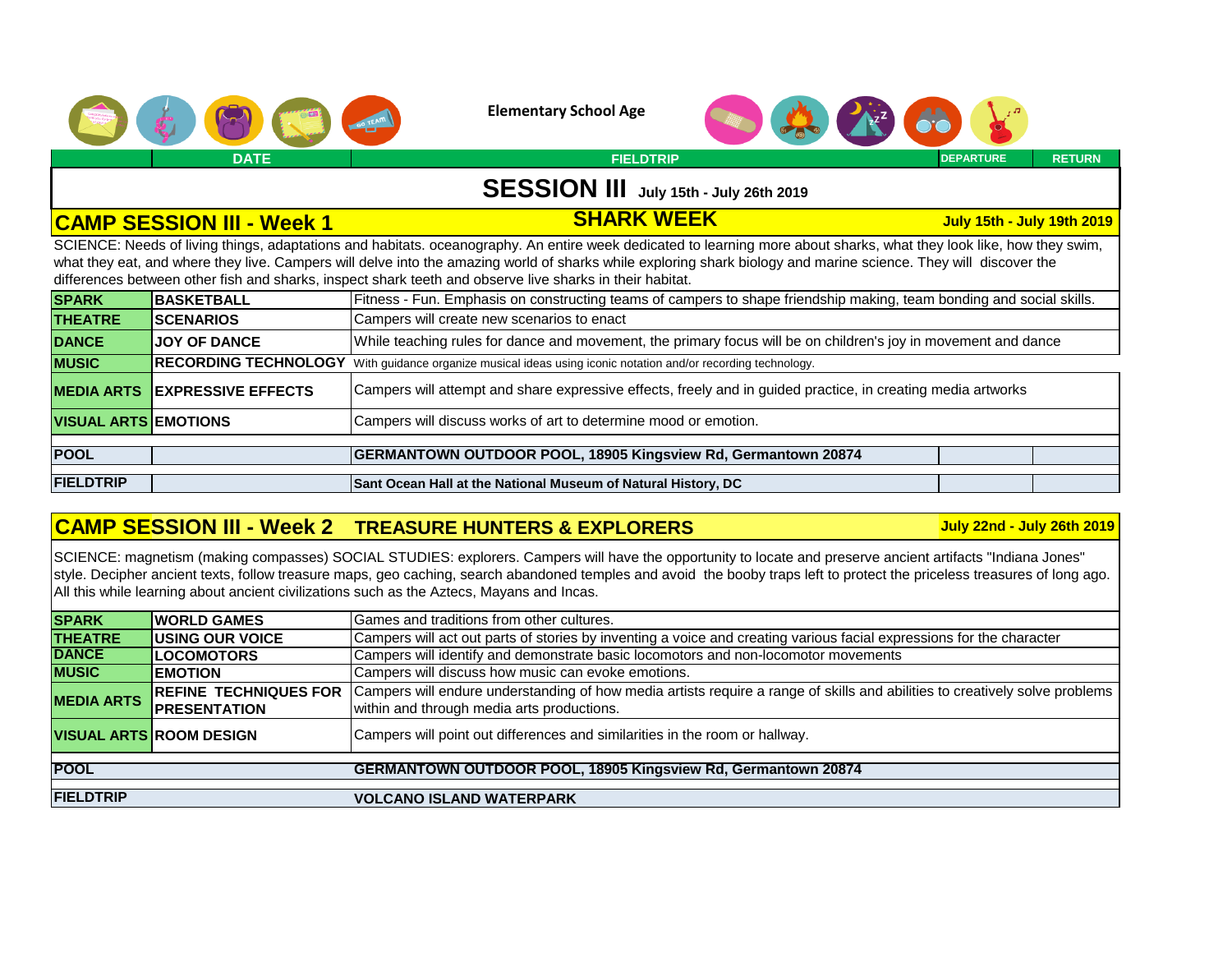**Elementary School Age**

| | DATE | FIELDTRIP | DEPARTURE | RETURN |
|---|---|---|---|---|

## SESSION III July 15th - July 26th 2019

### CAMP SESSION III - Week 1 — SHARK WEEK — July 15th - July 19th 2019

SCIENCE: Needs of living things, adaptations and habitats. oceanography. An entire week dedicated to learning more about sharks, what they look like, how they swim, what they eat, and where they live. Campers will delve into the amazing world of sharks while exploring shark biology and marine science. They will discover the differences between other fish and sharks, inspect shark teeth and observe live sharks in their habitat.

| | | | | |
|---|---|---|---|---|
| **SPARK** | **BASKETBALL** | Fitness - Fun. Emphasis on constructing teams of campers to shape friendship making, team bonding and social skills. | | |
| **THEATRE** | **SCENARIOS** | Campers will create new scenarios to enact | | |
| **DANCE** | **JOY OF DANCE** | While teaching rules for dance and movement, the primary focus will be on children's joy in movement and dance | | |
| **MUSIC** | **RECORDING TECHNOLOGY** | With guidance organize musical ideas using iconic notation and/or recording technology. | | |
| **MEDIA ARTS** | **EXPRESSIVE EFFECTS** | Campers will attempt and share expressive effects, freely and in guided practice, in creating media artworks | | |
| **VISUAL ARTS** | **EMOTIONS** | Campers will discuss works of art to determine mood or emotion. | | |
| **POOL** | | **GERMANTOWN OUTDOOR POOL, 18905 Kingsview Rd, Germantown 20874** | | |
| **FIELDTRIP** | | **Sant Ocean Hall at the National Museum of Natural History, DC** | | |

### CAMP SESSION III - Week 2 — TREASURE HUNTERS & EXPLORERS — July 22nd - July 26th 2019

SCIENCE: magnetism (making compasses) SOCIAL STUDIES: explorers. Campers will have the opportunity to locate and preserve ancient artifacts "Indiana Jones" style. Decipher ancient texts, follow treasure maps, geo caching, search abandoned temples and avoid the booby traps left to protect the priceless treasures of long ago. All this while learning about ancient civilizations such as the Aztecs, Mayans and Incas.

| | | |
|---|---|---|
| **SPARK** | **WORLD GAMES** | Games and traditions from other cultures. |
| **THEATRE** | **USING OUR VOICE** | Campers will act out parts of stories by inventing a voice and creating various facial expressions for the character |
| **DANCE** | **LOCOMOTORS** | Campers will identify and demonstrate basic locomotors and non-locomotor movements |
| **MUSIC** | **EMOTION** | Campers will discuss how music can evoke emotions. |
| **MEDIA ARTS** | **REFINE TECHNIQUES FOR PRESENTATION** | Campers will endure understanding of how media artists require a range of skills and abilities to creatively solve problems within and through media arts productions. |
| **VISUAL ARTS** | **ROOM DESIGN** | Campers will point out differences and similarities in the room or hallway. |
| **POOL** | | **GERMANTOWN OUTDOOR POOL, 18905 Kingsview Rd, Germantown 20874** |
| **FIELDTRIP** | | **VOLCANO ISLAND WATERPARK** |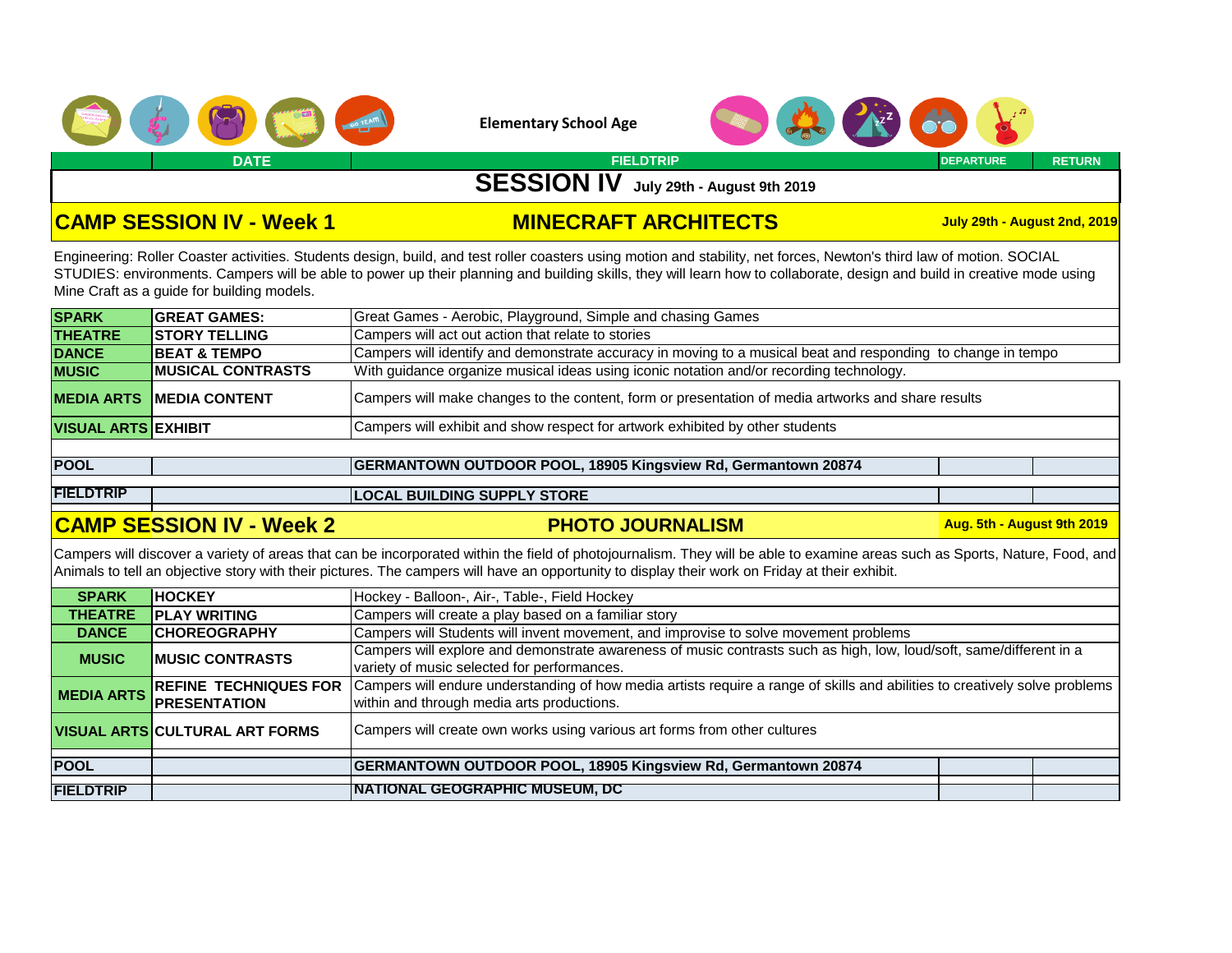Elementary School Age

| | DATE | FIELDTRIP | DEPARTURE | RETURN |
|---|---|---|---|---|

## SESSION IV July 29th - August 9th 2019

## CAMP SESSION IV - Week 1 — MINECRAFT ARCHITECTS — July 29th - August 2nd, 2019

Engineering: Roller Coaster activities. Students design, build, and test roller coasters using motion and stability, net forces, Newton's third law of motion. SOCIAL STUDIES: environments. Campers will be able to power up their planning and building skills, they will learn how to collaborate, design and build in creative mode using Mine Craft as a guide for building models.

| | | | | |
|---|---|---|---|---|
| **SPARK** | **GREAT GAMES:** | Great Games - Aerobic, Playground, Simple and chasing Games | | |
| **THEATRE** | **STORY TELLING** | Campers will act out action that relate to stories | | |
| **DANCE** | **BEAT & TEMPO** | Campers will identify and demonstrate accuracy in moving to a musical beat and responding to change in tempo | | |
| **MUSIC** | **MUSICAL CONTRASTS** | With guidance organize musical ideas using iconic notation and/or recording technology. | | |
| **MEDIA ARTS** | **MEDIA CONTENT** | Campers will make changes to the content, form or presentation of media artworks and share results | | |
| **VISUAL ARTS** | **EXHIBIT** | Campers will exhibit and show respect for artwork exhibited by other students | | |
| **POOL** | | **GERMANTOWN OUTDOOR POOL, 18905 Kingsview Rd, Germantown 20874** | | |
| **FIELDTRIP** | | **LOCAL BUILDING SUPPLY STORE** | | |

## CAMP SESSION IV - Week 2 — PHOTO JOURNALISM — Aug. 5th - August 9th 2019

Campers will discover a variety of areas that can be incorporated within the field of photojournalism. They will be able to examine areas such as Sports, Nature, Food, and Animals to tell an objective story with their pictures. The campers will have an opportunity to display their work on Friday at their exhibit.

| | | | | |
|---|---|---|---|---|
| **SPARK** | **HOCKEY** | Hockey - Balloon-, Air-, Table-, Field Hockey | | |
| **THEATRE** | **PLAY WRITING** | Campers will create a play based on a familiar story | | |
| **DANCE** | **CHOREOGRAPHY** | Campers will Students will invent movement, and improvise to solve movement problems | | |
| **MUSIC** | **MUSIC CONTRASTS** | Campers will explore and demonstrate awareness of music contrasts such as high, low, loud/soft, same/different in a variety of music selected for performances. | | |
| **MEDIA ARTS** | **REFINE TECHNIQUES FOR PRESENTATION** | Campers will endure understanding of how media artists require a range of skills and abilities to creatively solve problems within and through media arts productions. | | |
| **VISUAL ARTS** | **CULTURAL ART FORMS** | Campers will create own works using various art forms from other cultures | | |
| **POOL** | | **GERMANTOWN OUTDOOR POOL, 18905 Kingsview Rd, Germantown 20874** | | |
| **FIELDTRIP** | | **NATIONAL GEOGRAPHIC MUSEUM, DC** | | |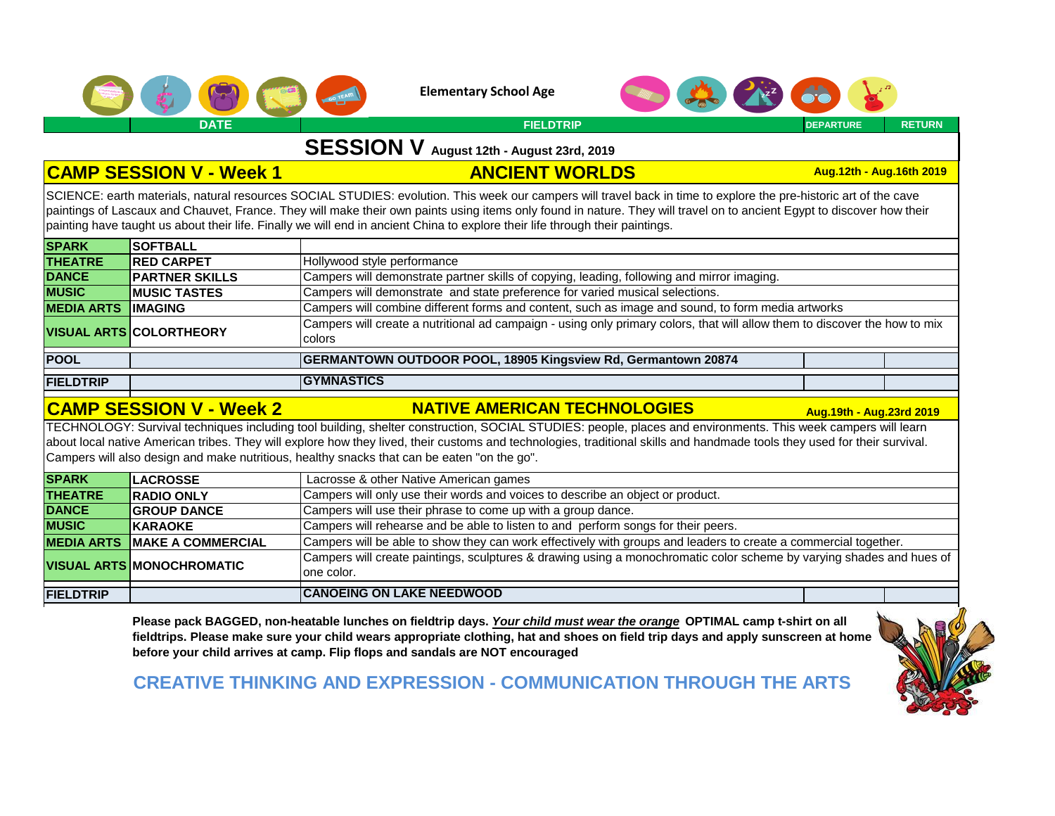Elementary School Age

| | DATE | FIELDTRIP | DEPARTURE | RETURN |
|---|---|---|---|---|

# SESSION V August 12th - August 23rd, 2019

## CAMP SESSION V - Week 1 — ANCIENT WORLDS — Aug.12th - Aug.16th 2019

SCIENCE: earth materials, natural resources SOCIAL STUDIES: evolution. This week our campers will travel back in time to explore the pre-historic art of the cave paintings of Lascaux and Chauvet, France. They will make their own paints using items only found in nature. They will travel on to ancient Egypt to discover how their painting have taught us about their life. Finally we will end in ancient China to explore their life through their paintings.

| | | | | |
|---|---|---|---|---|
| **SPARK** | **SOFTBALL** | | | |
| **THEATRE** | **RED CARPET** | Hollywood style performance | | |
| **DANCE** | **PARTNER SKILLS** | Campers will demonstrate partner skills of copying, leading, following and mirror imaging. | | |
| **MUSIC** | **MUSIC TASTES** | Campers will demonstrate and state preference for varied musical selections. | | |
| **MEDIA ARTS** | **IMAGING** | Campers will combine different forms and content, such as image and sound, to form media artworks | | |
| **VISUAL ARTS** | **COLORTHEORY** | Campers will create a nutritional ad campaign - using only primary colors, that will allow them to discover the how to mix colors | | |
| **POOL** | | **GERMANTOWN OUTDOOR POOL, 18905 Kingsview Rd, Germantown 20874** | | |
| **FIELDTRIP** | | **GYMNASTICS** | | |

## CAMP SESSION V - Week 2 — NATIVE AMERICAN TECHNOLOGIES — Aug.19th - Aug.23rd 2019

TECHNOLOGY: Survival techniques including tool building, shelter construction, SOCIAL STUDIES: people, places and environments. This week campers will learn about local native American tribes. They will explore how they lived, their customs and technologies, traditional skills and handmade tools they used for their survival. Campers will also design and make nutritious, healthy snacks that can be eaten "on the go".

| | | | | |
|---|---|---|---|---|
| **SPARK** | **LACROSSE** | Lacrosse & other Native American games | | |
| **THEATRE** | **RADIO ONLY** | Campers will only use their words and voices to describe an object or product. | | |
| **DANCE** | **GROUP DANCE** | Campers will use their phrase to come up with a group dance. | | |
| **MUSIC** | **KARAOKE** | Campers will rehearse and be able to listen to and perform songs for their peers. | | |
| **MEDIA ARTS** | **MAKE A COMMERCIAL** | Campers will be able to show they can work effectively with groups and leaders to create a commercial together. | | |
| **VISUAL ARTS** | **MONOCHROMATIC** | Campers will create paintings, sculptures & drawing using a monochromatic color scheme by varying shades and hues of one color. | | |
| **FIELDTRIP** | | **CANOEING ON LAKE NEEDWOOD** | | |

**Please pack BAGGED, non-heatable lunches on fieldtrip days. _Your child must wear the orange_ OPTIMAL camp t-shirt on all fieldtrips. Please make sure your child wears appropriate clothing, hat and shoes on field trip days and apply sunscreen at home before your child arrives at camp. Flip flops and sandals are NOT encouraged**

**CREATIVE THINKING AND EXPRESSION - COMMUNICATION THROUGH THE ARTS**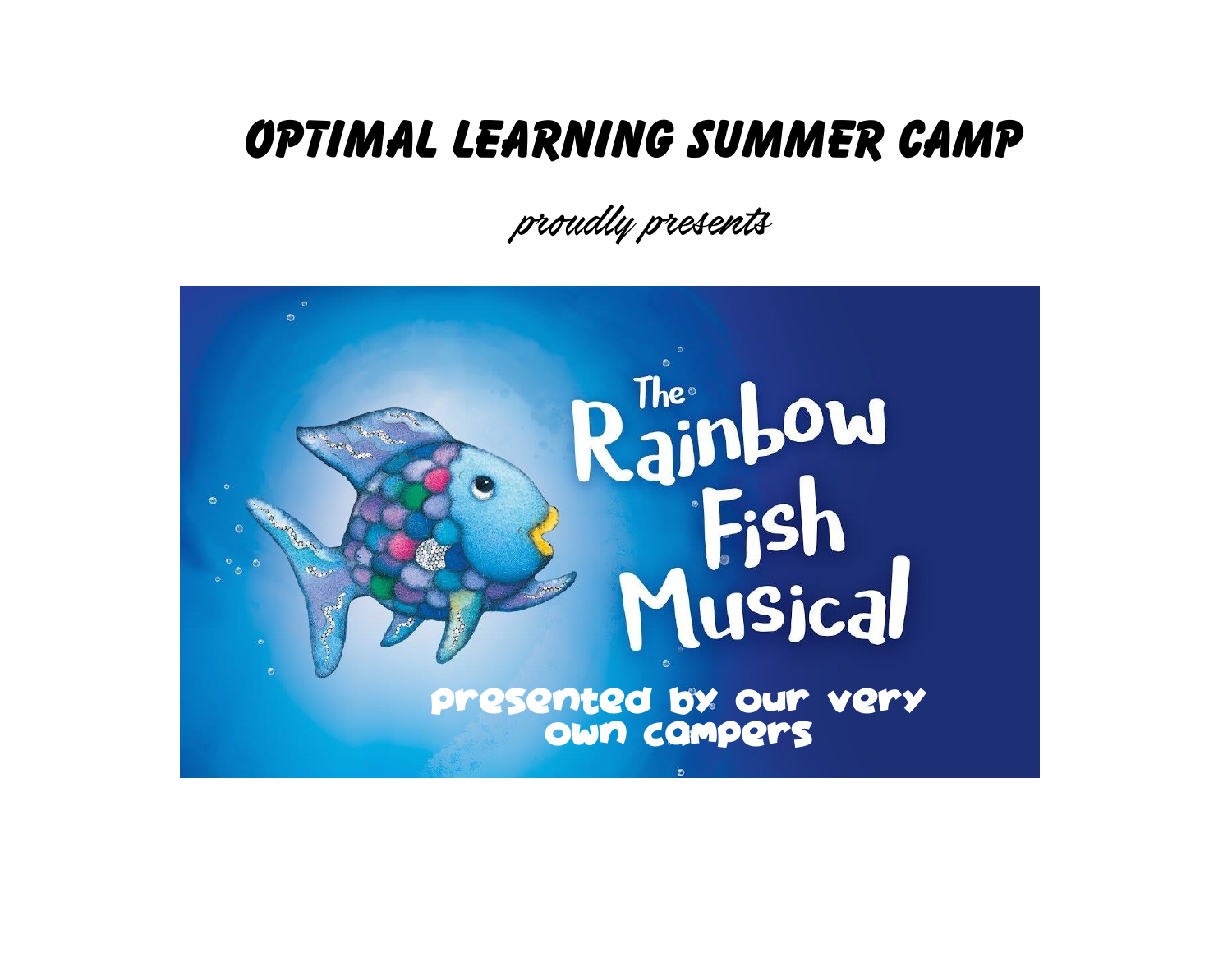# OPTIMAL LEARNING SUMMER CAMP

*proudly presents*

The Rainbow Fish Musical

presented by our very own campers